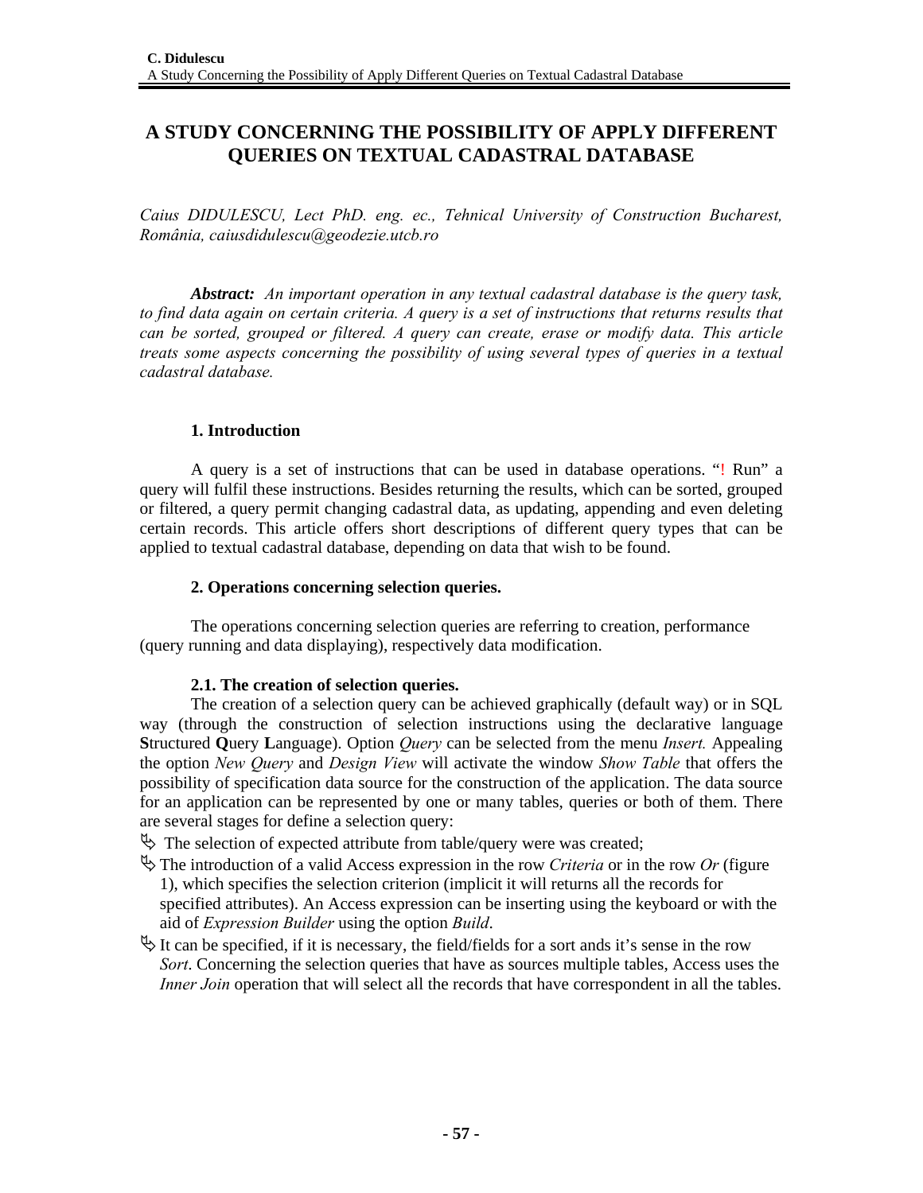# A STUDY CONCERNING THE POSSIBILITY OF APPLY DIFFERENT QUERIES ON TEXTUAL CADASTRAL DATABASE

*Caius DIDULESCU, Lect PhD. eng. ec., Tehnical University of Construction Bucharest, România, caiusdidulescu@geodezie.utcb.ro*

***Abstract:*** *An important operation in any textual cadastral database is the query task, to find data again on certain criteria. A query is a set of instructions that returns results that can be sorted, grouped or filtered. A query can create, erase or modify data. This article treats some aspects concerning the possibility of using several types of queries in a textual cadastral database.*

## 1. Introduction

A query is a set of instructions that can be used in database operations. "! Run" a query will fulfil these instructions. Besides returning the results, which can be sorted, grouped or filtered, a query permit changing cadastral data, as updating, appending and even deleting certain records. This article offers short descriptions of different query types that can be applied to textual cadastral database, depending on data that wish to be found.

## 2. Operations concerning selection queries.

The operations concerning selection queries are referring to creation, performance (query running and data displaying), respectively data modification.

### 2.1. The creation of selection queries.

The creation of a selection query can be achieved graphically (default way) or in SQL way (through the construction of selection instructions using the declarative language **S**tructured **Q**uery **L**anguage). Option *Query* can be selected from the menu *Insert.* Appealing the option *New Query* and *Design View* will activate the window *Show Table* that offers the possibility of specification data source for the construction of the application. The data source for an application can be represented by one or many tables, queries or both of them. There are several stages for define a selection query:

- The selection of expected attribute from table/query were was created;
- The introduction of a valid Access expression in the row *Criteria* or in the row *Or* (figure 1), which specifies the selection criterion (implicit it will returns all the records for specified attributes). An Access expression can be inserting using the keyboard or with the aid of *Expression Builder* using the option *Build*.
- It can be specified, if it is necessary, the field/fields for a sort ands it's sense in the row *Sort*. Concerning the selection queries that have as sources multiple tables, Access uses the *Inner Join* operation that will select all the records that have correspondent in all the tables.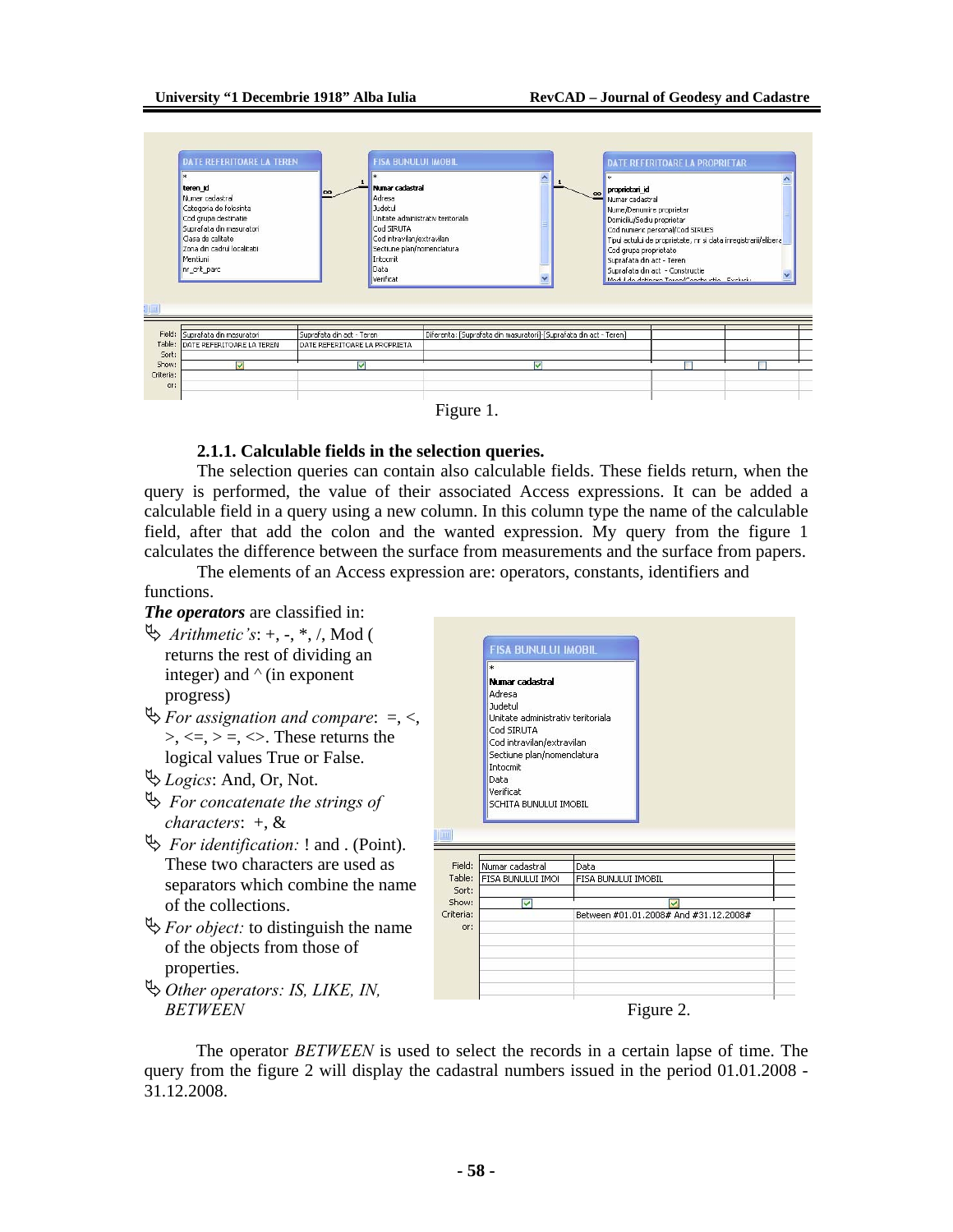Figure 1.

### 2.1.1. Calculable fields in the selection queries.

The selection queries can contain also calculable fields. These fields return, when the query is performed, the value of their associated Access expressions. It can be added a calculable field in a query using a new column. In this column type the name of the calculable field, after that add the colon and the wanted expression. My query from the figure 1 calculates the difference between the surface from measurements and the surface from papers.

The elements of an Access expression are: operators, constants, identifiers and functions.

***The operators*** are classified in:

- *Arithmetic's*: +, -, *, /, Mod ( returns the rest of dividing an integer) and ^ (in exponent progress)
- *For assignation and compare*: =, <, >, <=, > =, <>. These returns the logical values True or False.
- *Logics*: And, Or, Not.
- *For concatenate the strings of characters*: +, &
- *For identification:* ! and . (Point). These two characters are used as separators which combine the name of the collections.
- *For object:* to distinguish the name of the objects from those of properties.
- *Other operators: IS, LIKE, IN, BETWEEN*

Figure 2.

The operator *BETWEEN* is used to select the records in a certain lapse of time. The query from the figure 2 will display the cadastral numbers issued in the period 01.01.2008 - 31.12.2008.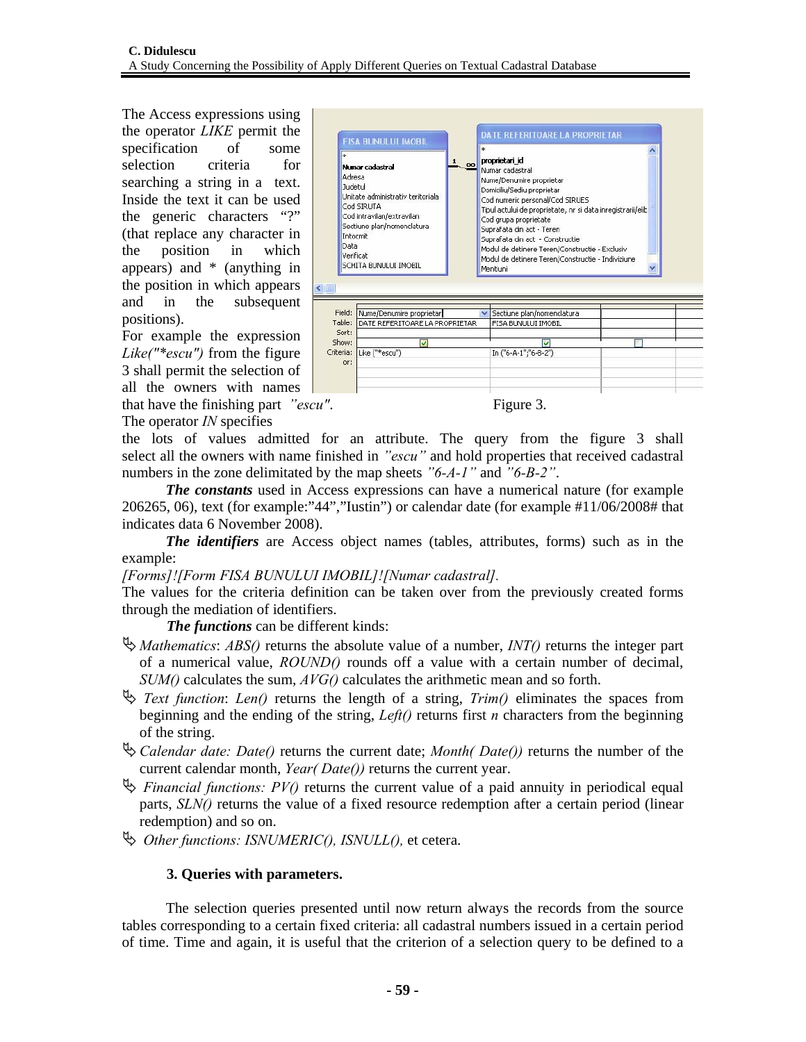The Access expressions using the operator *LIKE* permit the specification of some selection criteria for searching a string in a text. Inside the text it can be used the generic characters "?" (that replace any character in the position in which appears) and * (anything in the position in which appears and in the subsequent positions).

For example the expression *Like("*escu")* from the figure 3 shall permit the selection of all the owners with names that have the finishing part *"escu"*.

Figure 3.

The operator *IN* specifies the lots of values admitted for an attribute. The query from the figure 3 shall select all the owners with name finished in *"escu"* and hold properties that received cadastral numbers in the zone delimitated by the map sheets *"6-A-1"* and *"6-B-2"*.

***The constants*** used in Access expressions can have a numerical nature (for example 206265, 06), text (for example:"44","Iustin") or calendar date (for example #11/06/2008# that indicates data 6 November 2008).

***The identifiers*** are Access object names (tables, attributes, forms) such as in the example:

*[Forms]![Form FISA BUNULUI IMOBIL]![Numar cadastral].*

The values for the criteria definition can be taken over from the previously created forms through the mediation of identifiers.

***The functions*** can be different kinds:

- *Mathematics*: *ABS()* returns the absolute value of a number, *INT()* returns the integer part of a numerical value, *ROUND()* rounds off a value with a certain number of decimal, *SUM()* calculates the sum, *AVG()* calculates the arithmetic mean and so forth.
- *Text function*: *Len()* returns the length of a string, *Trim()* eliminates the spaces from beginning and the ending of the string, *Left()* returns first *n* characters from the beginning of the string.
- *Calendar date: Date()* returns the current date; *Month( Date())* returns the number of the current calendar month, *Year( Date())* returns the current year.
- *Financial functions: PV()* returns the current value of a paid annuity in periodical equal parts, *SLN()* returns the value of a fixed resource redemption after a certain period (linear redemption) and so on.
- *Other functions: ISNUMERIC(), ISNULL(),* et cetera.

### 3. Queries with parameters.

The selection queries presented until now return always the records from the source tables corresponding to a certain fixed criteria: all cadastral numbers issued in a certain period of time. Time and again, it is useful that the criterion of a selection query to be defined to a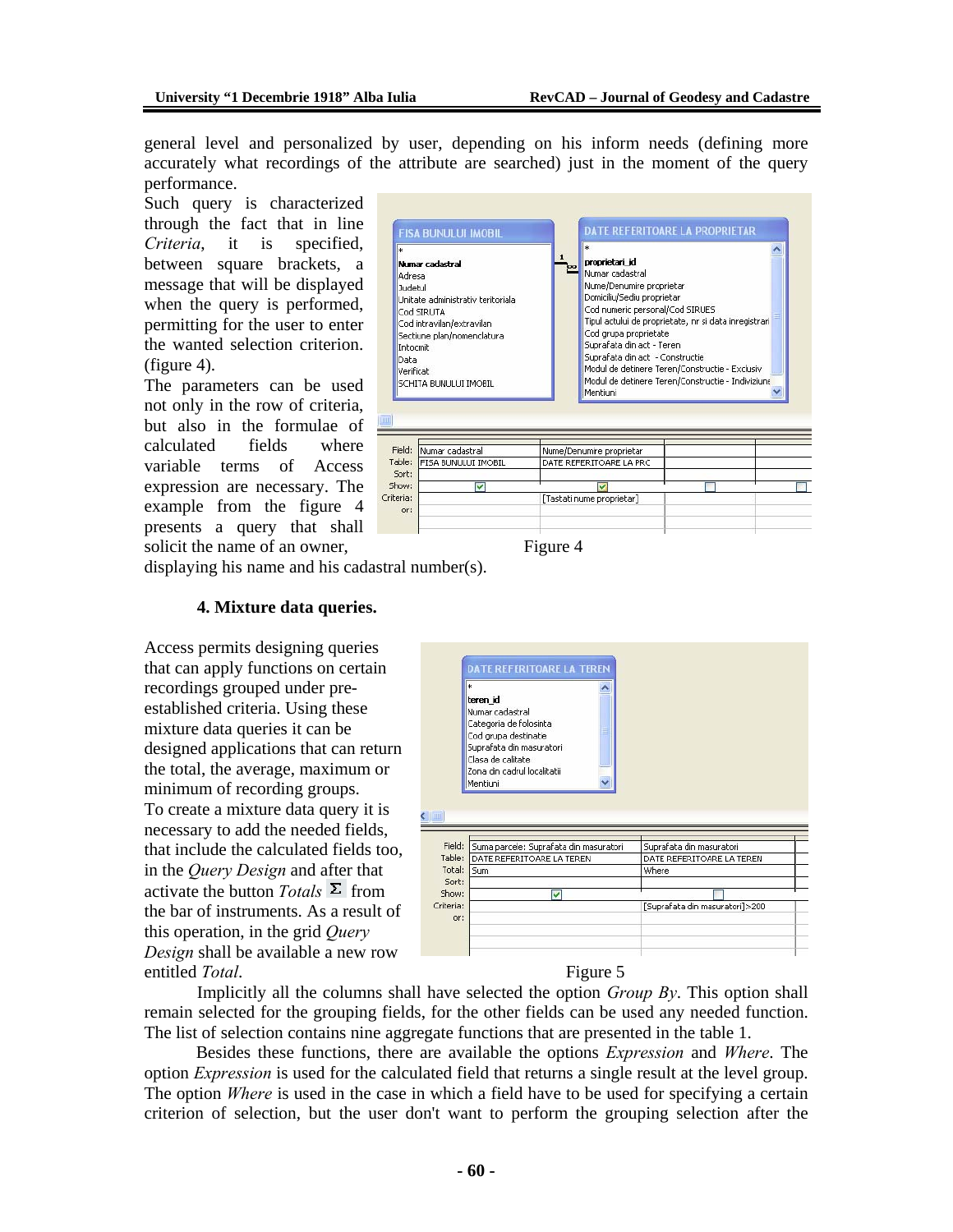general level and personalized by user, depending on his inform needs (defining more accurately what recordings of the attribute are searched) just in the moment of the query performance.

Such query is characterized through the fact that in line *Criteria*, it is specified, between square brackets, a message that will be displayed when the query is performed, permitting for the user to enter the wanted selection criterion. (figure 4).

The parameters can be used not only in the row of criteria, but also in the formulae of calculated fields where variable terms of Access expression are necessary. The example from the figure 4 presents a query that shall solicit the name of an owner, displaying his name and his cadastral number(s).

Figure 4

#### 4. Mixture data queries.

Access permits designing queries that can apply functions on certain recordings grouped under pre-established criteria. Using these mixture data queries it can be designed applications that can return the total, the average, maximum or minimum of recording groups.

To create a mixture data query it is necessary to add the needed fields, that include the calculated fields too, in the *Query Design* and after that activate the button *Totals* Σ from the bar of instruments. As a result of this operation, in the grid *Query Design* shall be available a new row entitled *Total*.

Figure 5

Implicitly all the columns shall have selected the option *Group By*. This option shall remain selected for the grouping fields, for the other fields can be used any needed function. The list of selection contains nine aggregate functions that are presented in the table 1.

Besides these functions, there are available the options *Expression* and *Where*. The option *Expression* is used for the calculated field that returns a single result at the level group. The option *Where* is used in the case in which a field have to be used for specifying a certain criterion of selection, but the user don't want to perform the grouping selection after the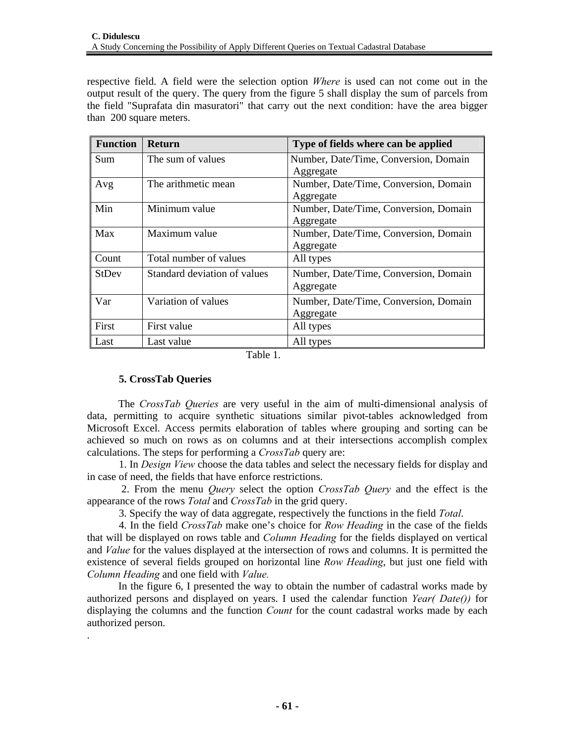respective field. A field were the selection option *Where* is used can not come out in the output result of the query. The query from the figure 5 shall display the sum of parcels from the field "Suprafata din masuratori" that carry out the next condition: have the area bigger than 200 square meters.

| Function | Return | Type of fields where can be applied |
|---|---|---|
| Sum | The sum of values | Number, Date/Time, Conversion, Domain Aggregate |
| Avg | The arithmetic mean | Number, Date/Time, Conversion, Domain Aggregate |
| Min | Minimum value | Number, Date/Time, Conversion, Domain Aggregate |
| Max | Maximum value | Number, Date/Time, Conversion, Domain Aggregate |
| Count | Total number of values | All types |
| StDev | Standard deviation of values | Number, Date/Time, Conversion, Domain Aggregate |
| Var | Variation of values | Number, Date/Time, Conversion, Domain Aggregate |
| First | First value | All types |
| Last | Last value | All types |

Table 1.

### 5. CrossTab Queries

The *CrossTab Queries* are very useful in the aim of multi-dimensional analysis of data, permitting to acquire synthetic situations similar pivot-tables acknowledged from Microsoft Excel. Access permits elaboration of tables where grouping and sorting can be achieved so much on rows as on columns and at their intersections accomplish complex calculations. The steps for performing a *CrossTab* query are:

1. In *Design View* choose the data tables and select the necessary fields for display and in case of need, the fields that have enforce restrictions.

2. From the menu *Query* select the option *CrossTab Query* and the effect is the appearance of the rows *Total* and *CrossTab* in the grid query.

3. Specify the way of data aggregate, respectively the functions in the field *Total*.

4. In the field *CrossTab* make one's choice for *Row Heading* in the case of the fields that will be displayed on rows table and *Column Heading* for the fields displayed on vertical and *Value* for the values displayed at the intersection of rows and columns. It is permitted the existence of several fields grouped on horizontal line *Row Heading*, but just one field with *Column Heading* and one field with *Value.*

In the figure 6, I presented the way to obtain the number of cadastral works made by authorized persons and displayed on years. I used the calendar function *Year( Date())* for displaying the columns and the function *Count* for the count cadastral works made by each authorized person.

.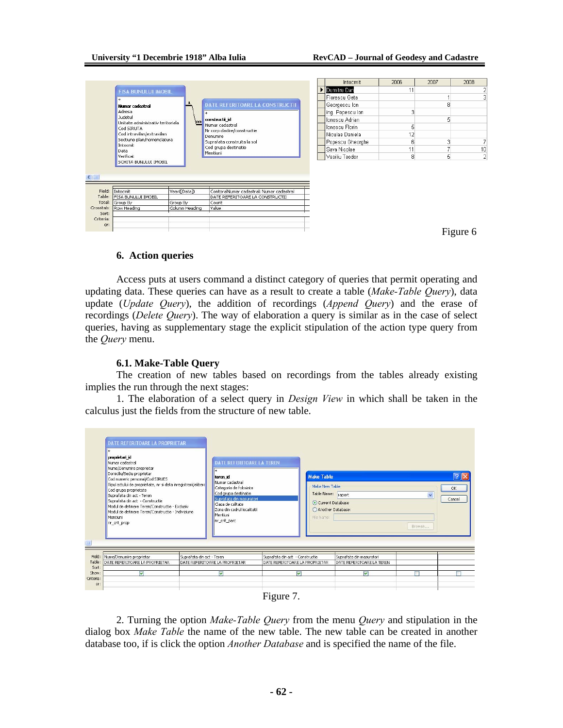| Intocmit | 2006 | 2007 | 2008 |
|---|---|---|---|
| Dumitru Dan | 11 | | 2 |
| Florescu Geta | | 1 | 3 |
| Georgescu Ion | | 8 | |
| ing. Popescu Ion | 3 | | |
| Ionescu Adrian | | 5 | |
| Ionescu Florin | 5 | | |
| Niculae Daniela | 12 | | |
| Popescu Gheorghe | 6 | 3 | 7 |
| Sava Nicolae | 11 | 7 | 10 |
| Vasiliu Teodor | 8 | 6 | 2 |

Figure 6

### 6. Action queries

Access puts at users command a distinct category of queries that permit operating and updating data. These queries can have as a result to create a table (*Make-Table Query*), data update (*Update Query*), the addition of recordings (*Append Query*) and the erase of recordings (*Delete Query*). The way of elaboration a query is similar as in the case of select queries, having as supplementary stage the explicit stipulation of the action type query from the *Query* menu.

#### 6.1. Make-Table Query

The creation of new tables based on recordings from the tables already existing implies the run through the next stages:

1. The elaboration of a select query in *Design View* in which shall be taken in the calculus just the fields from the structure of new table.

Figure 7.

2. Turning the option *Make-Table Query* from the menu *Query* and stipulation in the dialog box *Make Table* the name of the new table. The new table can be created in another database too, if is click the option *Another Database* and is specified the name of the file.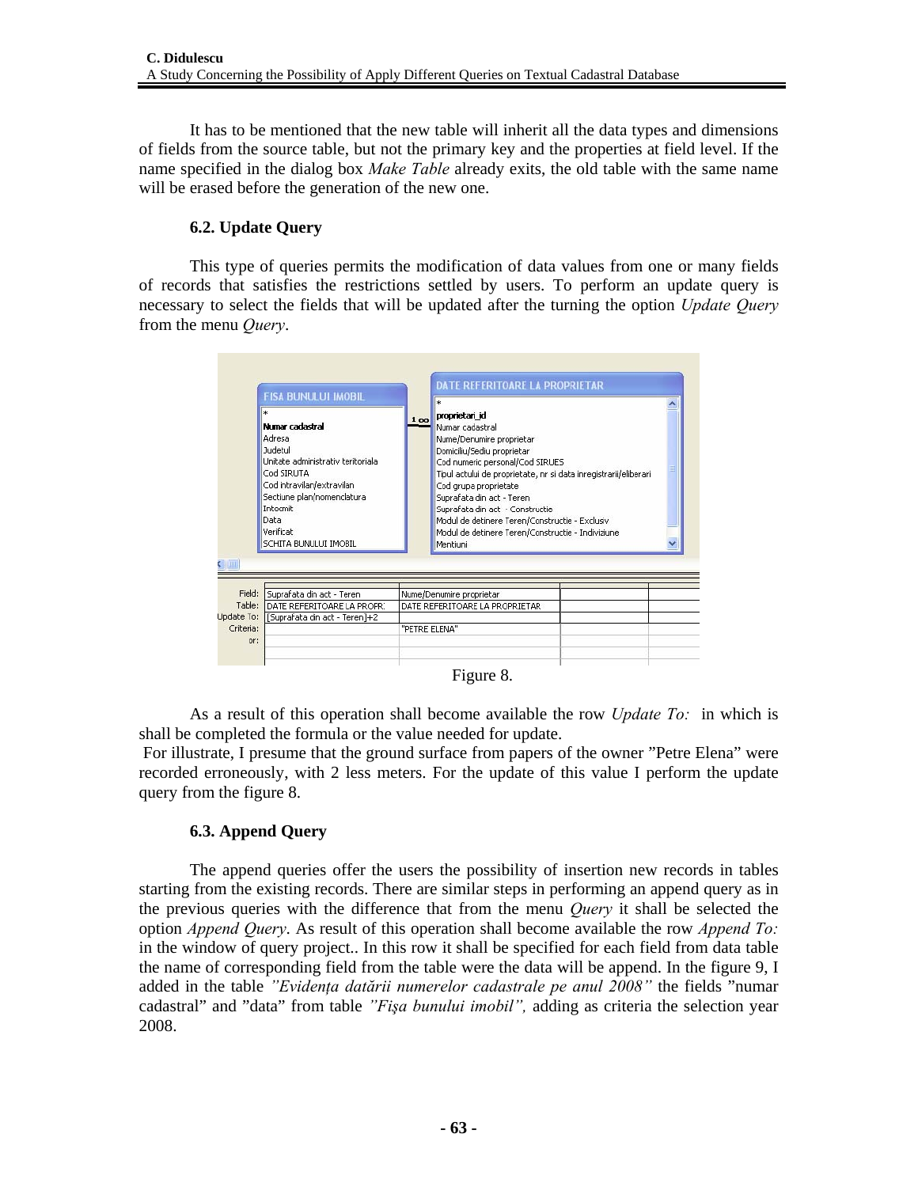It has to be mentioned that the new table will inherit all the data types and dimensions of fields from the source table, but not the primary key and the properties at field level. If the name specified in the dialog box *Make Table* already exits, the old table with the same name will be erased before the generation of the new one.

### 6.2. Update Query

This type of queries permits the modification of data values from one or many fields of records that satisfies the restrictions settled by users. To perform an update query is necessary to select the fields that will be updated after the turning the option *Update Query* from the menu *Query*.

Figure 8.

As a result of this operation shall become available the row *Update To:* in which is shall be completed the formula or the value needed for update.

For illustrate, I presume that the ground surface from papers of the owner ”Petre Elena” were recorded erroneously, with 2 less meters. For the update of this value I perform the update query from the figure 8.

### 6.3. Append Query

The append queries offer the users the possibility of insertion new records in tables starting from the existing records. There are similar steps in performing an append query as in the previous queries with the difference that from the menu *Query* it shall be selected the option *Append Query*. As result of this operation shall become available the row *Append To:* in the window of query project.. In this row it shall be specified for each field from data table the name of corresponding field from the table were the data will be append. In the figure 9, I added in the table *”Evidența datării numerelor cadastrale pe anul 2008”* the fields ”numar cadastral” and ”data” from table *”Fişa bunului imobil”,* adding as criteria the selection year 2008.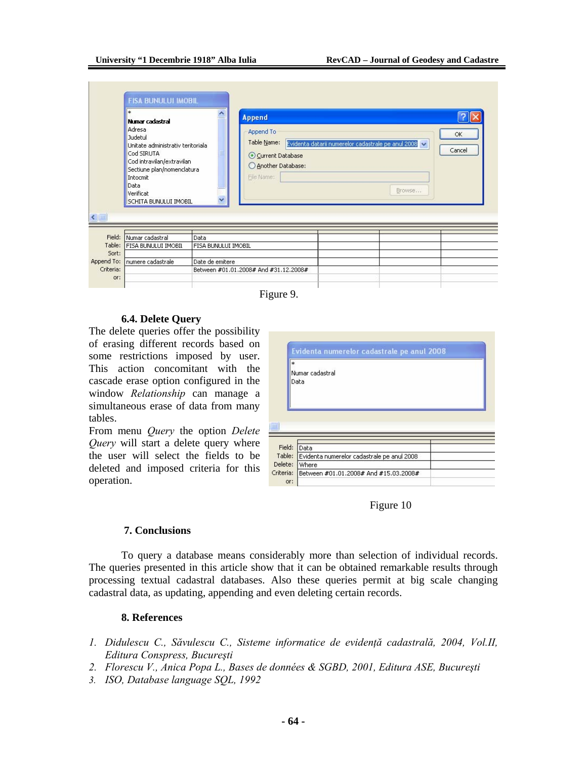Figure 9.

### 6.4. Delete Query

The delete queries offer the possibility of erasing different records based on some restrictions imposed by user. This action concomitant with the cascade erase option configured in the window *Relationship* can manage a simultaneous erase of data from many tables.

From menu *Query* the option *Delete Query* will start a delete query where the user will select the fields to be deleted and imposed criteria for this operation.

Figure 10

### 7. Conclusions

To query a database means considerably more than selection of individual records. The queries presented in this article show that it can be obtained remarkable results through processing textual cadastral databases. Also these queries permit at big scale changing cadastral data, as updating, appending and even deleting certain records.

### 8. References

1. *Didulescu C., Săvulescu C., Sisteme informatice de evidență cadastrală, 2004, Vol.II, Editura Conspress, București*
2. *Florescu V., Anica Popa L., Bases de données & SGBD, 2001, Editura ASE, București*
3. *ISO, Database language SQL, 1992*